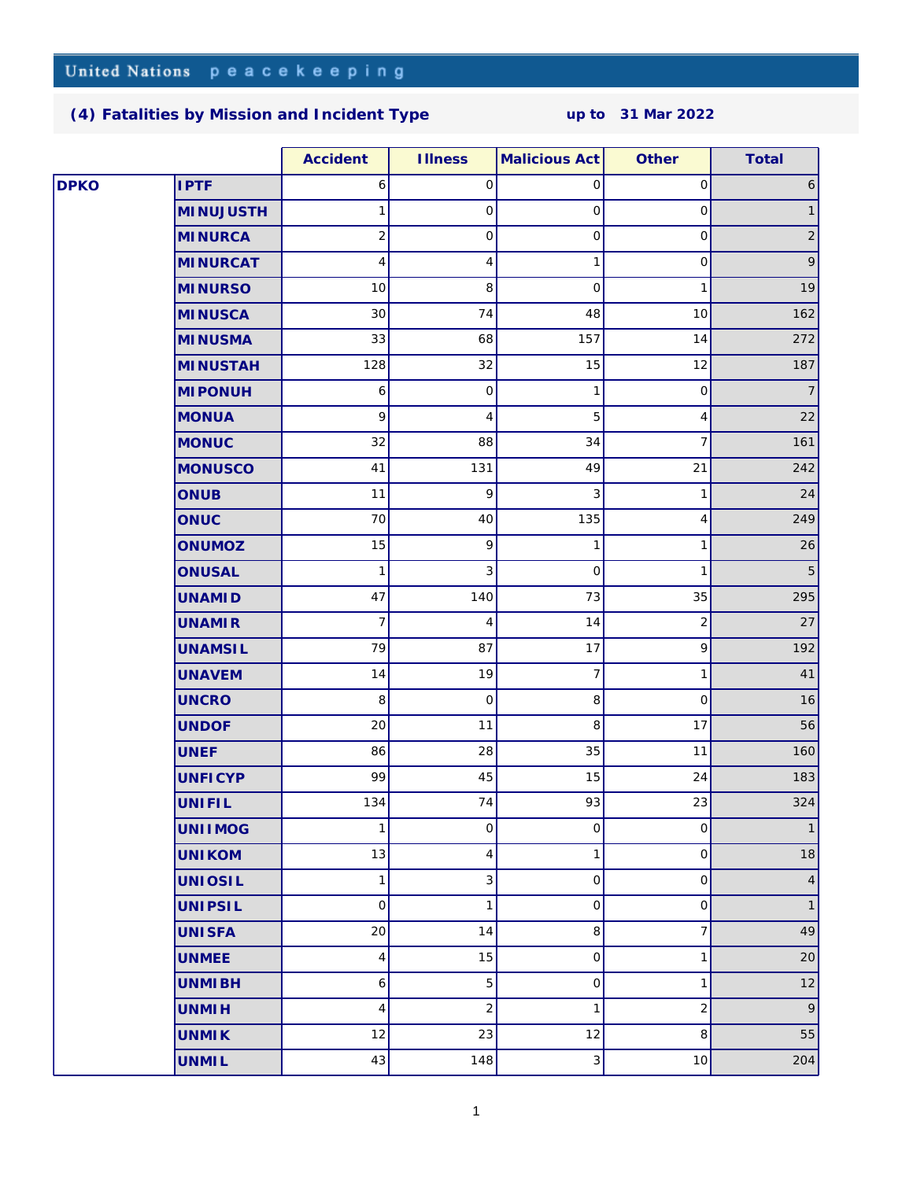United Nations peacekeeping

## (4) Fatalities by Mission and Incident Type up to 31 Mar 2022

| | | Accident | Illness | Malicious Act | Other | Total |
|---|---|---|---|---|---|---|
| DPKO | IPTF | 6 | 0 | 0 | 0 | 6 |
| | MINUJUSTH | 1 | 0 | 0 | 0 | 1 |
| | MINURCA | 2 | 0 | 0 | 0 | 2 |
| | MINURCAT | 4 | 4 | 1 | 0 | 9 |
| | MINURSO | 10 | 8 | 0 | 1 | 19 |
| | MINUSCA | 30 | 74 | 48 | 10 | 162 |
| | MINUSMA | 33 | 68 | 157 | 14 | 272 |
| | MINUSTAH | 128 | 32 | 15 | 12 | 187 |
| | MIPONUH | 6 | 0 | 1 | 0 | 7 |
| | MONUA | 9 | 4 | 5 | 4 | 22 |
| | MONUC | 32 | 88 | 34 | 7 | 161 |
| | MONUSCO | 41 | 131 | 49 | 21 | 242 |
| | ONUB | 11 | 9 | 3 | 1 | 24 |
| | ONUC | 70 | 40 | 135 | 4 | 249 |
| | ONUMOZ | 15 | 9 | 1 | 1 | 26 |
| | ONUSAL | 1 | 3 | 0 | 1 | 5 |
| | UNAMID | 47 | 140 | 73 | 35 | 295 |
| | UNAMIR | 7 | 4 | 14 | 2 | 27 |
| | UNAMSIL | 79 | 87 | 17 | 9 | 192 |
| | UNAVEM | 14 | 19 | 7 | 1 | 41 |
| | UNCRO | 8 | 0 | 8 | 0 | 16 |
| | UNDOF | 20 | 11 | 8 | 17 | 56 |
| | UNEF | 86 | 28 | 35 | 11 | 160 |
| | UNFICYP | 99 | 45 | 15 | 24 | 183 |
| | UNIFIL | 134 | 74 | 93 | 23 | 324 |
| | UNIIMOG | 1 | 0 | 0 | 0 | 1 |
| | UNIKOM | 13 | 4 | 1 | 0 | 18 |
| | UNIOSIL | 1 | 3 | 0 | 0 | 4 |
| | UNIPSIL | 0 | 1 | 0 | 0 | 1 |
| | UNISFA | 20 | 14 | 8 | 7 | 49 |
| | UNMEE | 4 | 15 | 0 | 1 | 20 |
| | UNMIBH | 6 | 5 | 0 | 1 | 12 |
| | UNMIH | 4 | 2 | 1 | 2 | 9 |
| | UNMIK | 12 | 23 | 12 | 8 | 55 |
| | UNMIL | 43 | 148 | 3 | 10 | 204 |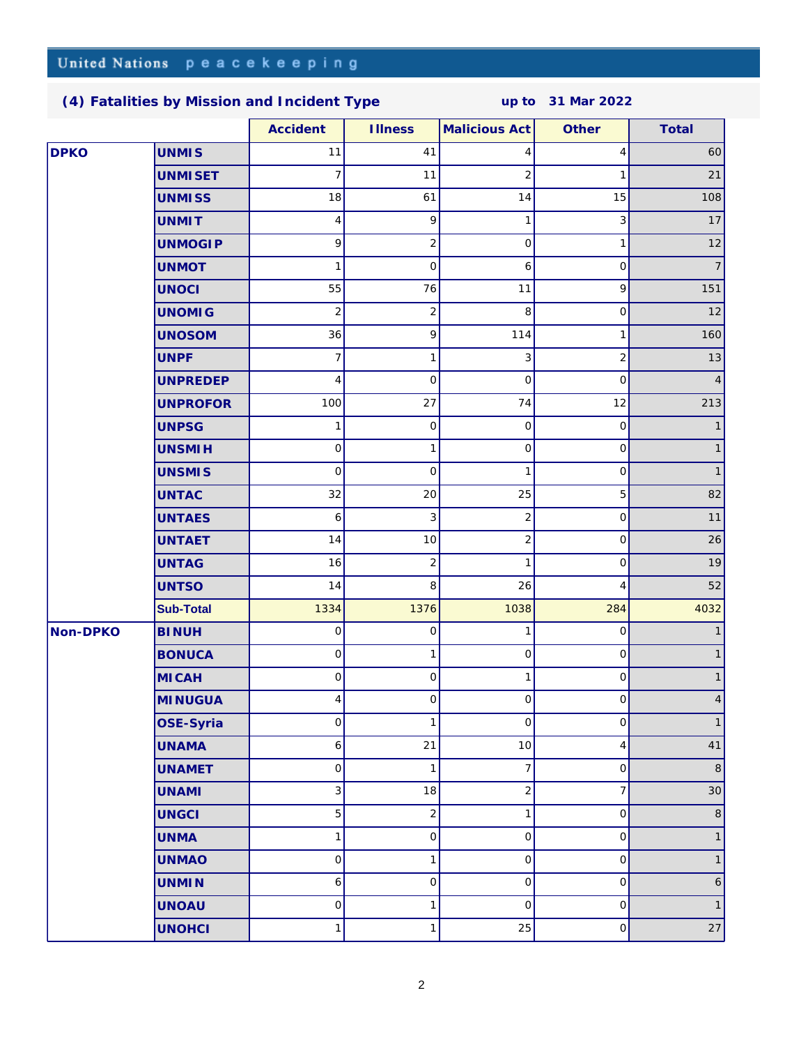United Nations peacekeeping

## (4) Fatalities by Mission and Incident Type up to 31 Mar 2022

| | | Accident | Illness | Malicious Act | Other | Total |
|---|---|---|---|---|---|---|
| **DPKO** | **UNMIS** | 11 | 41 | 4 | 4 | 60 |
| | **UNMISET** | 7 | 11 | 2 | 1 | 21 |
| | **UNMISS** | 18 | 61 | 14 | 15 | 108 |
| | **UNMIT** | 4 | 9 | 1 | 3 | 17 |
| | **UNMOGIP** | 9 | 2 | 0 | 1 | 12 |
| | **UNMOT** | 1 | 0 | 6 | 0 | 7 |
| | **UNOCI** | 55 | 76 | 11 | 9 | 151 |
| | **UNOMIG** | 2 | 2 | 8 | 0 | 12 |
| | **UNOSOM** | 36 | 9 | 114 | 1 | 160 |
| | **UNPF** | 7 | 1 | 3 | 2 | 13 |
| | **UNPREDEP** | 4 | 0 | 0 | 0 | 4 |
| | **UNPROFOR** | 100 | 27 | 74 | 12 | 213 |
| | **UNPSG** | 1 | 0 | 0 | 0 | 1 |
| | **UNSMIH** | 0 | 1 | 0 | 0 | 1 |
| | **UNSMIS** | 0 | 0 | 1 | 0 | 1 |
| | **UNTAC** | 32 | 20 | 25 | 5 | 82 |
| | **UNTAES** | 6 | 3 | 2 | 0 | 11 |
| | **UNTAET** | 14 | 10 | 2 | 0 | 26 |
| | **UNTAG** | 16 | 2 | 1 | 0 | 19 |
| | **UNTSO** | 14 | 8 | 26 | 4 | 52 |
| | **Sub-Total** | 1334 | 1376 | 1038 | 284 | 4032 |
| **Non-DPKO** | **BINUH** | 0 | 0 | 1 | 0 | 1 |
| | **BONUCA** | 0 | 1 | 0 | 0 | 1 |
| | **MICAH** | 0 | 0 | 1 | 0 | 1 |
| | **MINUGUA** | 4 | 0 | 0 | 0 | 4 |
| | **OSE-Syria** | 0 | 1 | 0 | 0 | 1 |
| | **UNAMA** | 6 | 21 | 10 | 4 | 41 |
| | **UNAMET** | 0 | 1 | 7 | 0 | 8 |
| | **UNAMI** | 3 | 18 | 2 | 7 | 30 |
| | **UNGCI** | 5 | 2 | 1 | 0 | 8 |
| | **UNMA** | 1 | 0 | 0 | 0 | 1 |
| | **UNMAO** | 0 | 1 | 0 | 0 | 1 |
| | **UNMIN** | 6 | 0 | 0 | 0 | 6 |
| | **UNOAU** | 0 | 1 | 0 | 0 | 1 |
| | **UNOHCI** | 1 | 1 | 25 | 0 | 27 |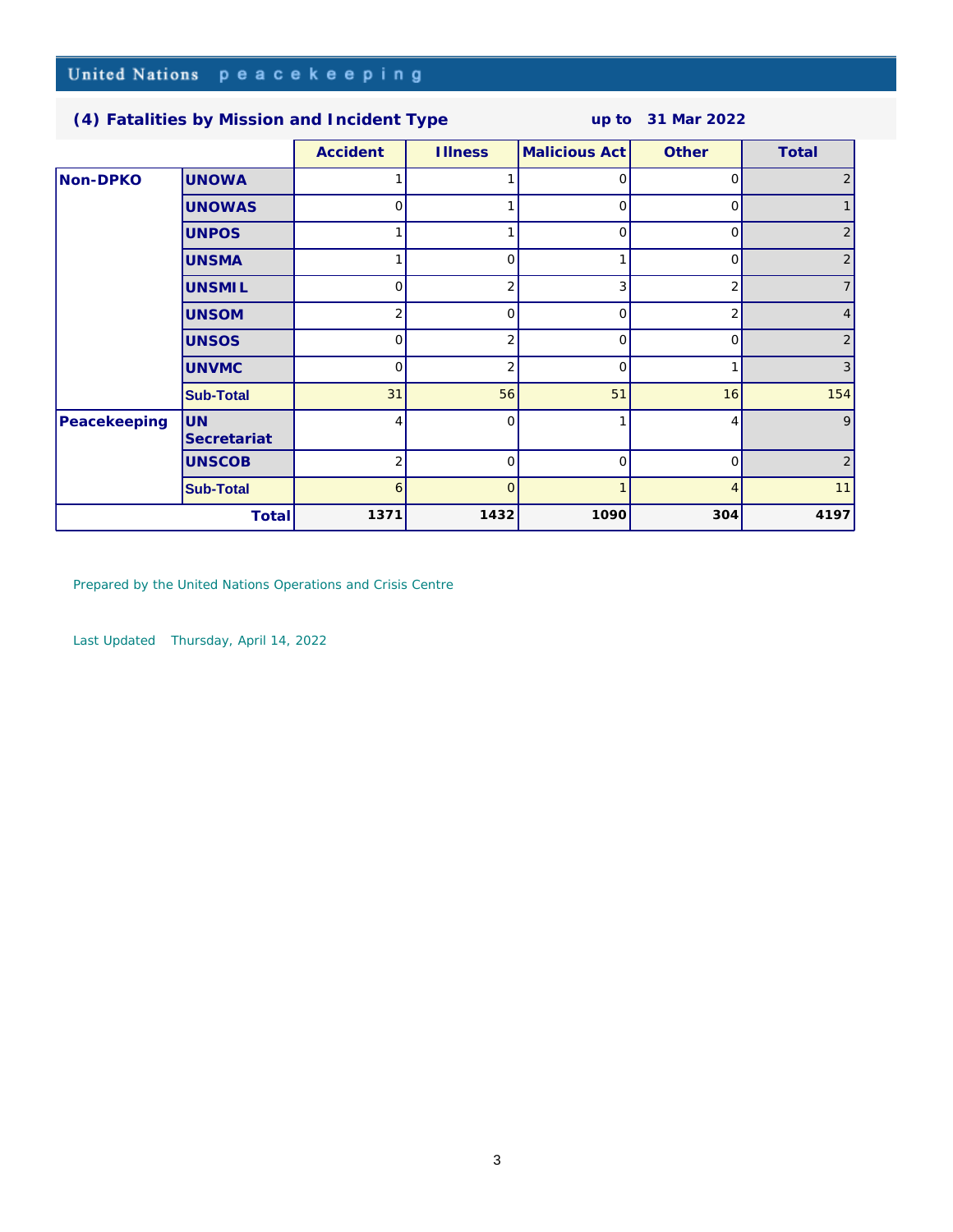United Nations peacekeeping

## (4) Fatalities by Mission and Incident Type

**up to 31 Mar 2022**

| | | Accident | Illness | Malicious Act | Other | Total |
|---|---|---|---|---|---|---|
| **Non-DPKO** | **UNOWA** | 1 | 1 | 0 | 0 | 2 |
| | **UNOWAS** | 0 | 1 | 0 | 0 | 1 |
| | **UNPOS** | 1 | 1 | 0 | 0 | 2 |
| | **UNSMA** | 1 | 0 | 1 | 0 | 2 |
| | **UNSMIL** | 0 | 2 | 3 | 2 | 7 |
| | **UNSOM** | 2 | 0 | 0 | 2 | 4 |
| | **UNSOS** | 0 | 2 | 0 | 0 | 2 |
| | **UNVMC** | 0 | 2 | 0 | 1 | 3 |
| | **Sub-Total** | 31 | 56 | 51 | 16 | 154 |
| **Peacekeeping** | **UN Secretariat** | 4 | 0 | 1 | 4 | 9 |
| | **UNSCOB** | 2 | 0 | 0 | 0 | 2 |
| | **Sub-Total** | 6 | 0 | 1 | 4 | 11 |
| **Total** | | **1371** | **1432** | **1090** | **304** | **4197** |

Prepared by the United Nations Operations and Crisis Centre

Last Updated Thursday, April 14, 2022